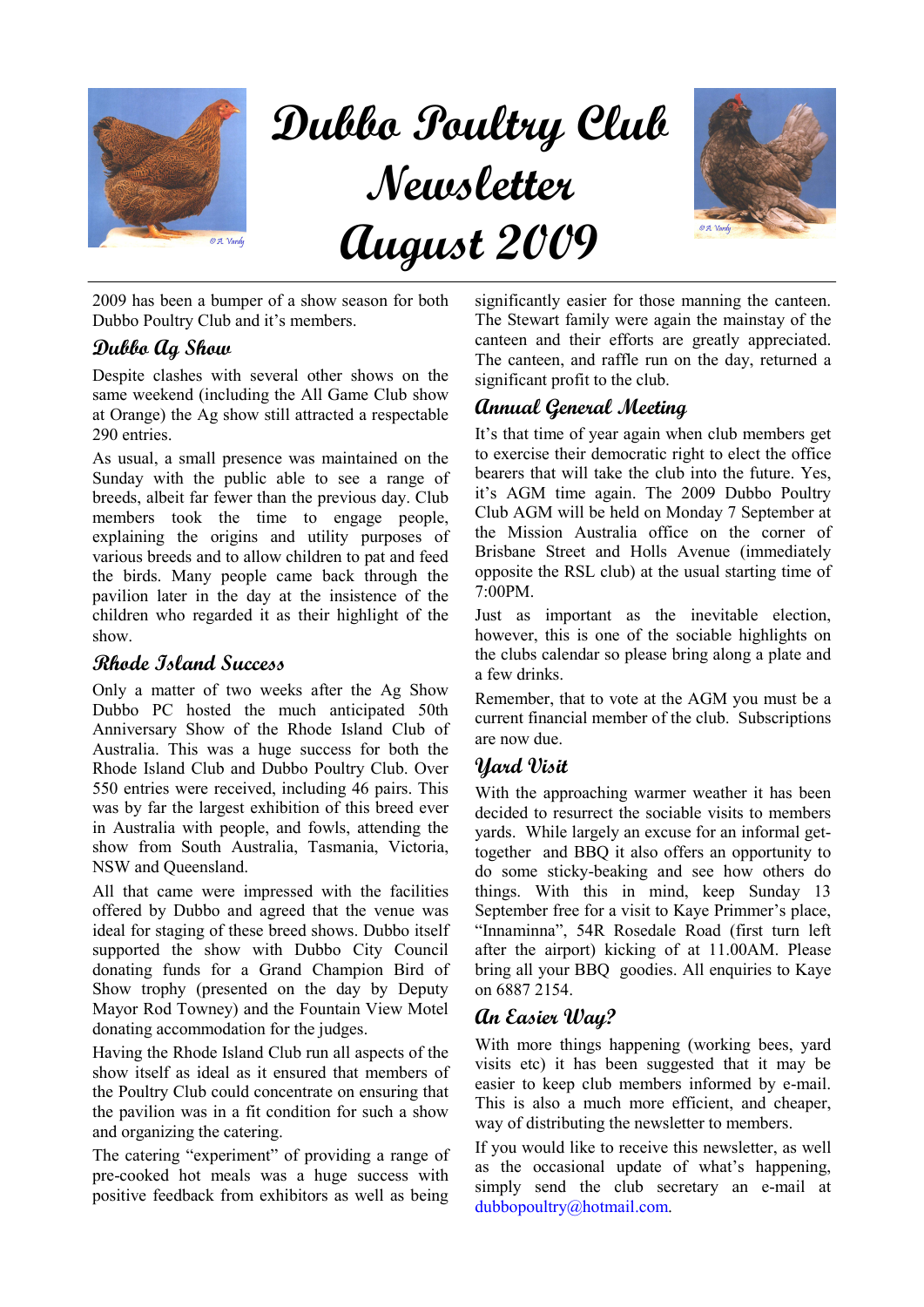# Dubbo Poultry Club Newsletter August 2009

2009 has been a bumper of a show season for both Dubbo Poultry Club and it's members.

## Dubbo Ag Show

Despite clashes with several other shows on the same weekend (including the All Game Club show at Orange) the Ag show still attracted a respectable 290 entries.

As usual, a small presence was maintained on the Sunday with the public able to see a range of breeds, albeit far fewer than the previous day. Club members took the time to engage people, explaining the origins and utility purposes of various breeds and to allow children to pat and feed the birds. Many people came back through the pavilion later in the day at the insistence of the children who regarded it as their highlight of the show.

## Rhode Island Success

Only a matter of two weeks after the Ag Show Dubbo PC hosted the much anticipated 50th Anniversary Show of the Rhode Island Club of Australia. This was a huge success for both the Rhode Island Club and Dubbo Poultry Club. Over 550 entries were received, including 46 pairs. This was by far the largest exhibition of this breed ever in Australia with people, and fowls, attending the show from South Australia, Tasmania, Victoria, NSW and Queensland.

All that came were impressed with the facilities offered by Dubbo and agreed that the venue was ideal for staging of these breed shows. Dubbo itself supported the show with Dubbo City Council donating funds for a Grand Champion Bird of Show trophy (presented on the day by Deputy Mayor Rod Towney) and the Fountain View Motel donating accommodation for the judges.

Having the Rhode Island Club run all aspects of the show itself as ideal as it ensured that members of the Poultry Club could concentrate on ensuring that the pavilion was in a fit condition for such a show and organizing the catering.

The catering "experiment" of providing a range of pre-cooked hot meals was a huge success with positive feedback from exhibitors as well as being significantly easier for those manning the canteen. The Stewart family were again the mainstay of the canteen and their efforts are greatly appreciated. The canteen, and raffle run on the day, returned a significant profit to the club.

## Annual General Meeting

It's that time of year again when club members get to exercise their democratic right to elect the office bearers that will take the club into the future. Yes, it's AGM time again. The 2009 Dubbo Poultry Club AGM will be held on Monday 7 September at the Mission Australia office on the corner of Brisbane Street and Holls Avenue (immediately opposite the RSL club) at the usual starting time of 7:00PM.

Just as important as the inevitable election, however, this is one of the sociable highlights on the clubs calendar so please bring along a plate and a few drinks.

Remember, that to vote at the AGM you must be a current financial member of the club. Subscriptions are now due.

## Yard Visit

With the approaching warmer weather it has been decided to resurrect the sociable visits to members yards. While largely an excuse for an informal get-together and BBQ it also offers an opportunity to do some sticky-beaking and see how others do things. With this in mind, keep Sunday 13 September free for a visit to Kaye Primmer's place, "Innaminna", 54R Rosedale Road (first turn left after the airport) kicking of at 11.00AM. Please bring all your BBQ goodies. All enquiries to Kaye on 6887 2154.

## An Easier Way?

With more things happening (working bees, yard visits etc) it has been suggested that it may be easier to keep club members informed by e-mail. This is also a much more efficient, and cheaper, way of distributing the newsletter to members.

If you would like to receive this newsletter, as well as the occasional update of what's happening, simply send the club secretary an e-mail at dubbopoultry@hotmail.com.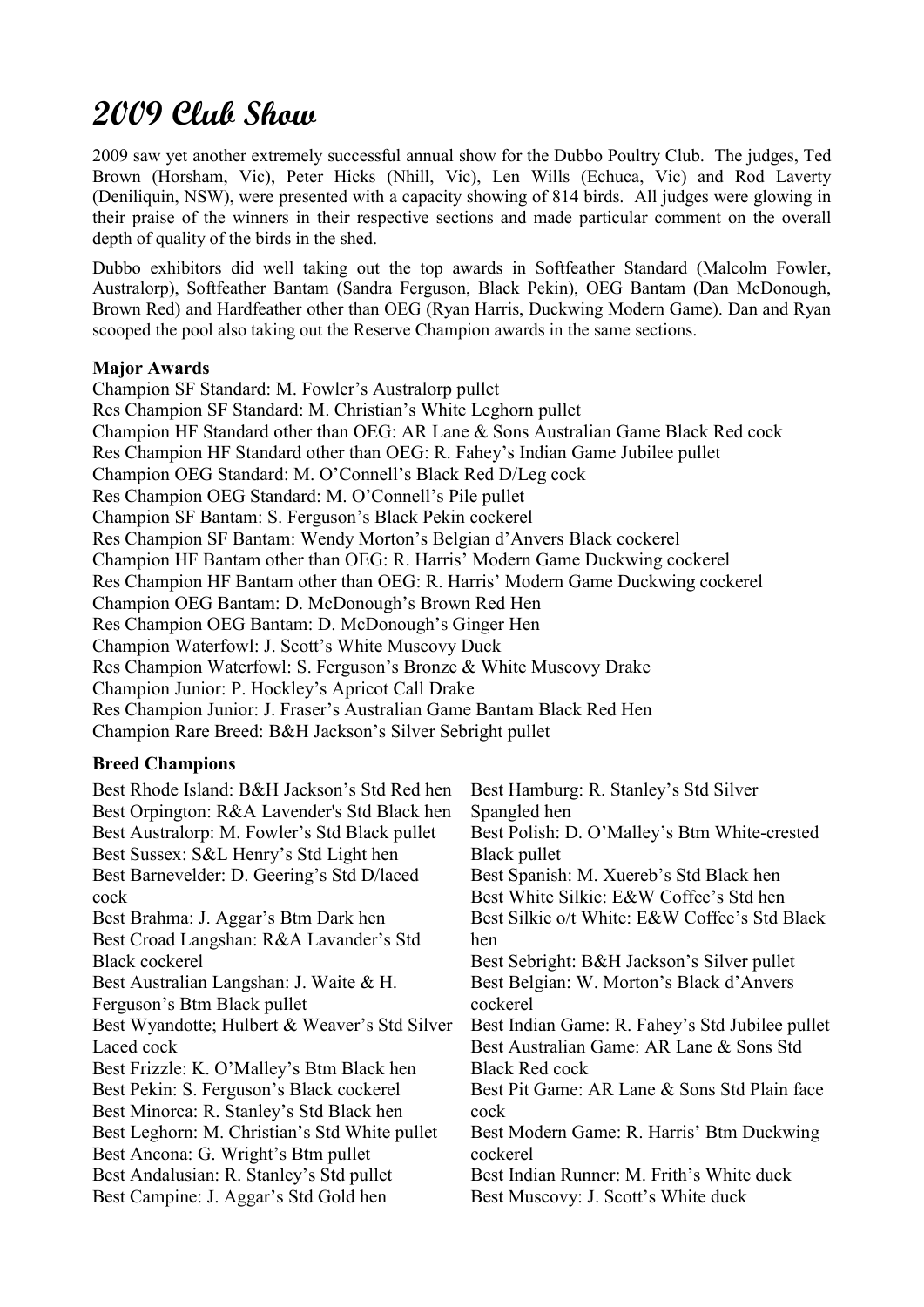# 2009 Club Show

2009 saw yet another extremely successful annual show for the Dubbo Poultry Club. The judges, Ted Brown (Horsham, Vic), Peter Hicks (Nhill, Vic), Len Wills (Echuca, Vic) and Rod Laverty (Deniliquin, NSW), were presented with a capacity showing of 814 birds. All judges were glowing in their praise of the winners in their respective sections and made particular comment on the overall depth of quality of the birds in the shed.

Dubbo exhibitors did well taking out the top awards in Softfeather Standard (Malcolm Fowler, Australorp), Softfeather Bantam (Sandra Ferguson, Black Pekin), OEG Bantam (Dan McDonough, Brown Red) and Hardfeather other than OEG (Ryan Harris, Duckwing Modern Game). Dan and Ryan scooped the pool also taking out the Reserve Champion awards in the same sections.

**Major Awards**

Champion SF Standard: M. Fowler's Australorp pullet
Res Champion SF Standard: M. Christian's White Leghorn pullet
Champion HF Standard other than OEG: AR Lane & Sons Australian Game Black Red cock
Res Champion HF Standard other than OEG: R. Fahey's Indian Game Jubilee pullet
Champion OEG Standard: M. O'Connell's Black Red D/Leg cock
Res Champion OEG Standard: M. O'Connell's Pile pullet
Champion SF Bantam: S. Ferguson's Black Pekin cockerel
Res Champion SF Bantam: Wendy Morton's Belgian d'Anvers Black cockerel
Champion HF Bantam other than OEG: R. Harris' Modern Game Duckwing cockerel
Res Champion HF Bantam other than OEG: R. Harris' Modern Game Duckwing cockerel
Champion OEG Bantam: D. McDonough's Brown Red Hen
Res Champion OEG Bantam: D. McDonough's Ginger Hen
Champion Waterfowl: J. Scott's White Muscovy Duck
Res Champion Waterfowl: S. Ferguson's Bronze & White Muscovy Drake
Champion Junior: P. Hockley's Apricot Call Drake
Res Champion Junior: J. Fraser's Australian Game Bantam Black Red Hen
Champion Rare Breed: B&H Jackson's Silver Sebright pullet

**Breed Champions**

Best Rhode Island: B&H Jackson's Std Red hen
Best Orpington: R&A Lavender's Std Black hen
Best Australorp: M. Fowler's Std Black pullet
Best Sussex: S&L Henry's Std Light hen
Best Barnevelder: D. Geering's Std D/laced cock
Best Brahma: J. Aggar's Btm Dark hen
Best Croad Langshan: R&A Lavander's Std Black cockerel
Best Australian Langshan: J. Waite & H. Ferguson's Btm Black pullet
Best Wyandotte; Hulbert & Weaver's Std Silver Laced cock
Best Frizzle: K. O'Malley's Btm Black hen
Best Pekin: S. Ferguson's Black cockerel
Best Minorca: R. Stanley's Std Black hen
Best Leghorn: M. Christian's Std White pullet
Best Ancona: G. Wright's Btm pullet
Best Andalusian: R. Stanley's Std pullet
Best Campine: J. Aggar's Std Gold hen
Best Hamburg: R. Stanley's Std Silver Spangled hen
Best Polish: D. O'Malley's Btm White-crested Black pullet
Best Spanish: M. Xuereb's Std Black hen
Best White Silkie: E&W Coffee's Std hen
Best Silkie o/t White: E&W Coffee's Std Black hen
Best Sebright: B&H Jackson's Silver pullet
Best Belgian: W. Morton's Black d'Anvers cockerel
Best Indian Game: R. Fahey's Std Jubilee pullet
Best Australian Game: AR Lane & Sons Std Black Red cock
Best Pit Game: AR Lane & Sons Std Plain face cock
Best Modern Game: R. Harris' Btm Duckwing cockerel
Best Indian Runner: M. Frith's White duck
Best Muscovy: J. Scott's White duck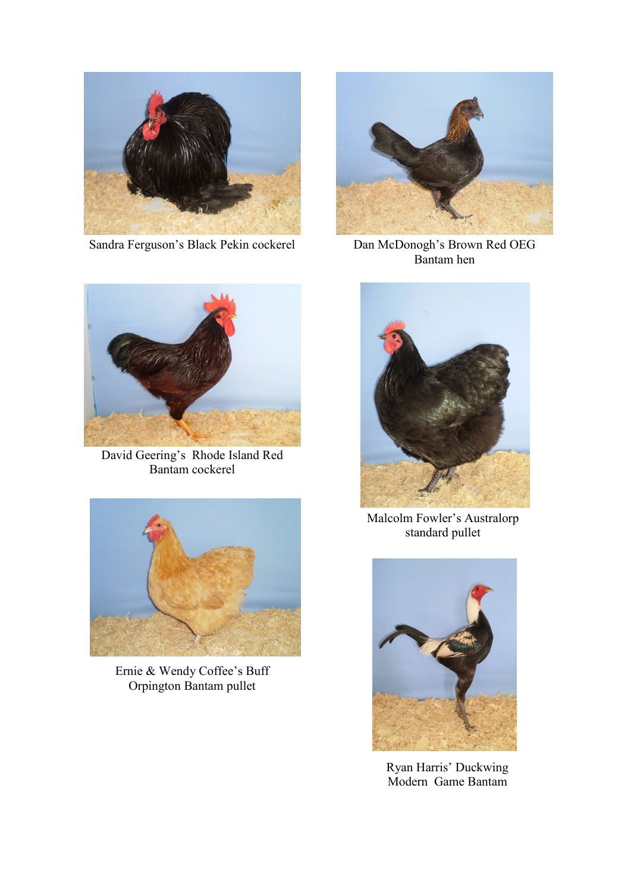Sandra Ferguson's Black Pekin cockerel

Dan McDonogh's Brown Red OEG Bantam hen

David Geering's Rhode Island Red Bantam cockerel

Malcolm Fowler's Australorp standard pullet

Ernie & Wendy Coffee's Buff Orpington Bantam pullet

Ryan Harris' Duckwing Modern Game Bantam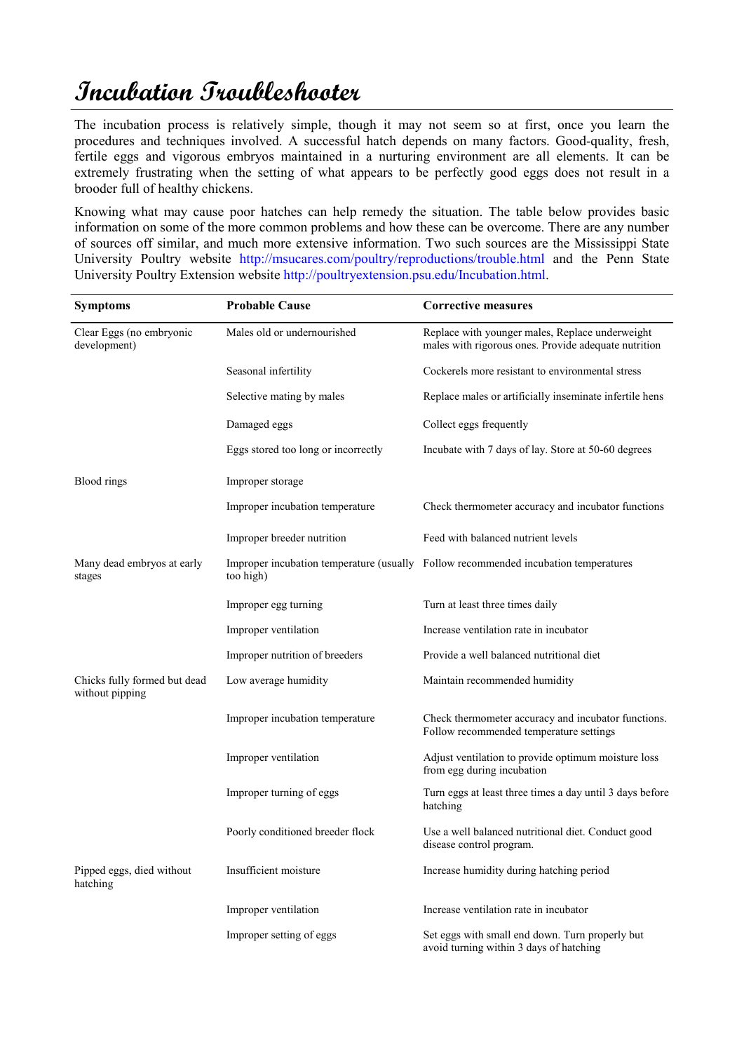# Incubation Troubleshooter

The incubation process is relatively simple, though it may not seem so at first, once you learn the procedures and techniques involved. A successful hatch depends on many factors. Good-quality, fresh, fertile eggs and vigorous embryos maintained in a nurturing environment are all elements. It can be extremely frustrating when the setting of what appears to be perfectly good eggs does not result in a brooder full of healthy chickens.

Knowing what may cause poor hatches can help remedy the situation. The table below provides basic information on some of the more common problems and how these can be overcome. There are any number of sources off similar, and much more extensive information. Two such sources are the Mississippi State University Poultry website http://msucares.com/poultry/reproductions/trouble.html and the Penn State University Poultry Extension website http://poultryextension.psu.edu/Incubation.html.

| Symptoms | Probable Cause | Corrective measures |
|---|---|---|
| Clear Eggs (no embryonic development) | Males old or undernourished | Replace with younger males, Replace underweight males with rigorous ones. Provide adequate nutrition |
| | Seasonal infertility | Cockerels more resistant to environmental stress |
| | Selective mating by males | Replace males or artificially inseminate infertile hens |
| | Damaged eggs | Collect eggs frequently |
| | Eggs stored too long or incorrectly | Incubate with 7 days of lay. Store at 50-60 degrees |
| Blood rings | Improper storage | |
| | Improper incubation temperature | Check thermometer accuracy and incubator functions |
| | Improper breeder nutrition | Feed with balanced nutrient levels |
| Many dead embryos at early stages | Improper incubation temperature (usually too high) | Follow recommended incubation temperatures |
| | Improper egg turning | Turn at least three times daily |
| | Improper ventilation | Increase ventilation rate in incubator |
| | Improper nutrition of breeders | Provide a well balanced nutritional diet |
| Chicks fully formed but dead without pipping | Low average humidity | Maintain recommended humidity |
| | Improper incubation temperature | Check thermometer accuracy and incubator functions. Follow recommended temperature settings |
| | Improper ventilation | Adjust ventilation to provide optimum moisture loss from egg during incubation |
| | Improper turning of eggs | Turn eggs at least three times a day until 3 days before hatching |
| | Poorly conditioned breeder flock | Use a well balanced nutritional diet. Conduct good disease control program. |
| Pipped eggs, died without hatching | Insufficient moisture | Increase humidity during hatching period |
| | Improper ventilation | Increase ventilation rate in incubator |
| | Improper setting of eggs | Set eggs with small end down. Turn properly but avoid turning within 3 days of hatching |